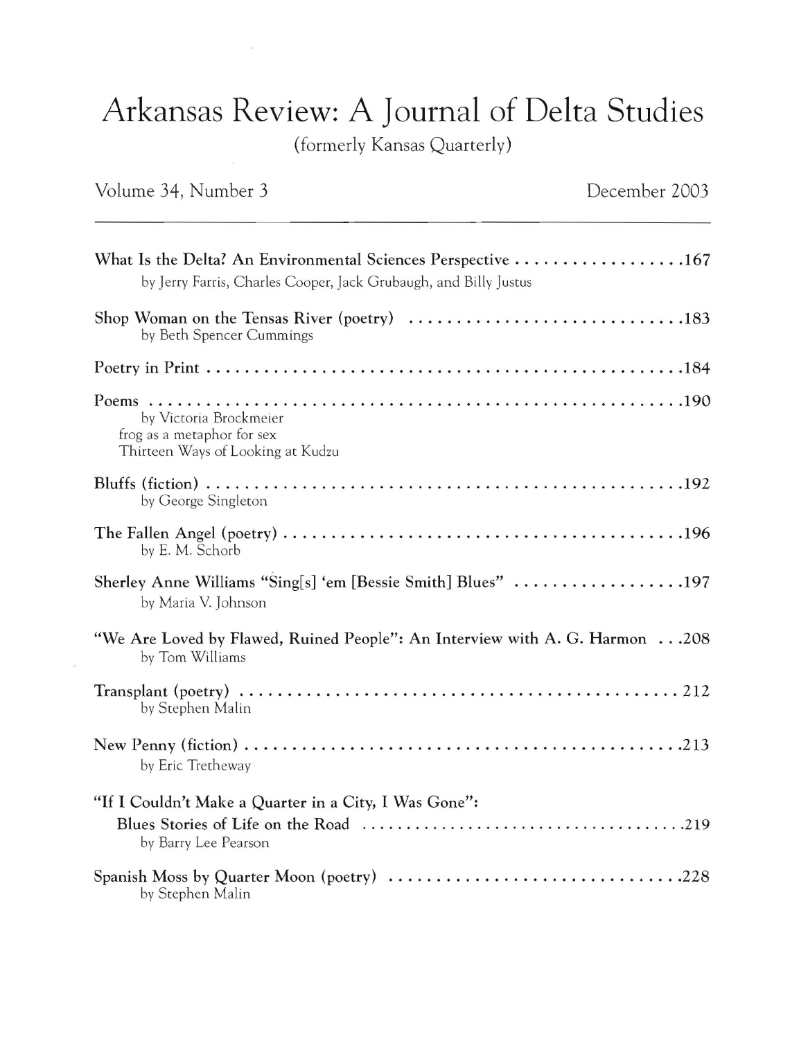# Arkansas Review: A Journal of Delta Studies

(formerly Kansas Quarterly)

Volume 34, Number 3 December 2003

---

**What Is the Delta? An Environmental Sciences Perspective** . . . . . . . . . . . . . . . . . . 167
by Jerry Farris, Charles Cooper, Jack Grubaugh, and Billy Justus

**Shop Woman on the Tensas River (poetry)** . . . . . . . . . . . . . . . . . . . . . . . . . . . . 183
by Beth Spencer Cummings

**Poetry in Print** . . . . . . . . . . . . . . . . . . . . . . . . . . . . . . . . . . . . . . . . . . . . . . . . . 184

**Poems** . . . . . . . . . . . . . . . . . . . . . . . . . . . . . . . . . . . . . . . . . . . . . . . . . . . . . . 190
by Victoria Brockmeier
frog as a metaphor for sex
Thirteen Ways of Looking at Kudzu

**Bluffs (fiction)** . . . . . . . . . . . . . . . . . . . . . . . . . . . . . . . . . . . . . . . . . . . . . . . . 192
by George Singleton

**The Fallen Angel (poetry)** . . . . . . . . . . . . . . . . . . . . . . . . . . . . . . . . . . . . . . . . 196
by E. M. Schorb

**Sherley Anne Williams "Sing[s] 'em [Bessie Smith] Blues"** . . . . . . . . . . . . . . . . . . 197
by Maria V. Johnson

**"We Are Loved by Flawed, Ruined People": An Interview with A. G. Harmon** . . . 208
by Tom Williams

**Transplant (poetry)** . . . . . . . . . . . . . . . . . . . . . . . . . . . . . . . . . . . . . . . . . . . . . 212
by Stephen Malin

**New Penny (fiction)** . . . . . . . . . . . . . . . . . . . . . . . . . . . . . . . . . . . . . . . . . . . . . 213
by Eric Tretheway

**"If I Couldn't Make a Quarter in a City, I Was Gone": Blues Stories of Life on the Road** . . . . . . . . . . . . . . . . . . . . . . . . . . . . . . . . . . . 219
by Barry Lee Pearson

**Spanish Moss by Quarter Moon (poetry)** . . . . . . . . . . . . . . . . . . . . . . . . . . . . . . 228
by Stephen Malin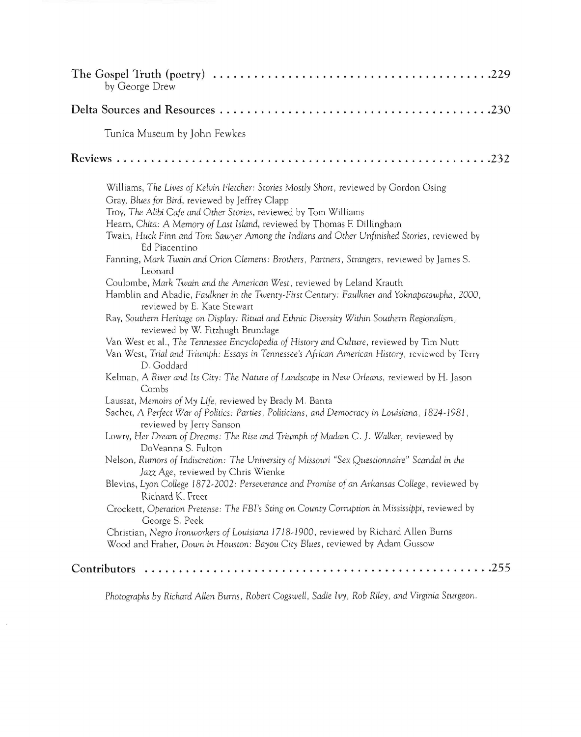**The Gospel Truth (poetry)** .......................................... .229
by George Drew

**Delta Sources and Resources** .......................................... .230

Tunica Museum by John Fewkes

**Reviews** .......................................... .232

Williams, *The Lives of Kelvin Fletcher: Stories Mostly Short*, reviewed by Gordon Osing
Gray, *Blues for Bird*, reviewed by Jeffrey Clapp
Troy, *The Alibi Cafe and Other Stories*, reviewed by Tom Williams
Hearn, *Chita: A Memory of Last Island*, reviewed by Thomas F. Dillingham
Twain, *Huck Finn and Tom Sawyer Among the Indians and Other Unfinished Stories*, reviewed by Ed Piacentino
Fanning, *Mark Twain and Orion Clemens: Brothers, Partners, Strangers*, reviewed by James S. Leonard
Coulombe, *Mark Twain and the American West*, reviewed by Leland Krauth
Hamblin and Abadie, *Faulkner in the Twenty-First Century: Faulkner and Yoknapatawpha, 2000*, reviewed by E. Kate Stewart
Ray, *Southern Heritage on Display: Ritual and Ethnic Diversity Within Southern Regionalism*, reviewed by W. Fitzhugh Brundage
Van West et al., *The Tennessee Encyclopedia of History and Culture*, reviewed by Tim Nutt
Van West, *Trial and Triumph: Essays in Tennessee's African American History*, reviewed by Terry D. Goddard
Kelman, *A River and Its City: The Nature of Landscape in New Orleans*, reviewed by H. Jason Combs
Laussat, *Memoirs of My Life*, reviewed by Brady M. Banta
Sacher, *A Perfect War of Politics: Parties, Politicians, and Democracy in Louisiana, 1824-1981*, reviewed by Jerry Sanson
Lowry, *Her Dream of Dreams: The Rise and Triumph of Madam C. J. Walker*, reviewed by DoVeanna S. Fulton
Nelson, *Rumors of Indiscretion: The University of Missouri "Sex Questionnaire" Scandal in the Jazz Age*, reviewed by Chris Wienke
Blevins, *Lyon College 1872-2002: Perseverance and Promise of an Arkansas College*, reviewed by Richard K. Freer
Crockett, *Operation Pretense: The FBI's Sting on County Corruption in Mississippi*, reviewed by George S. Peek
Christian, *Negro Ironworkers of Louisiana 1718-1900*, reviewed by Richard Allen Burns
Wood and Fraher, *Down in Houston: Bayou City Blues*, reviewed by Adam Gussow

**Contributors** .......................................... .255

*Photographs by Richard Allen Burns, Robert Cogswell, Sadie Ivy, Rob Riley, and Virginia Sturgeon.*